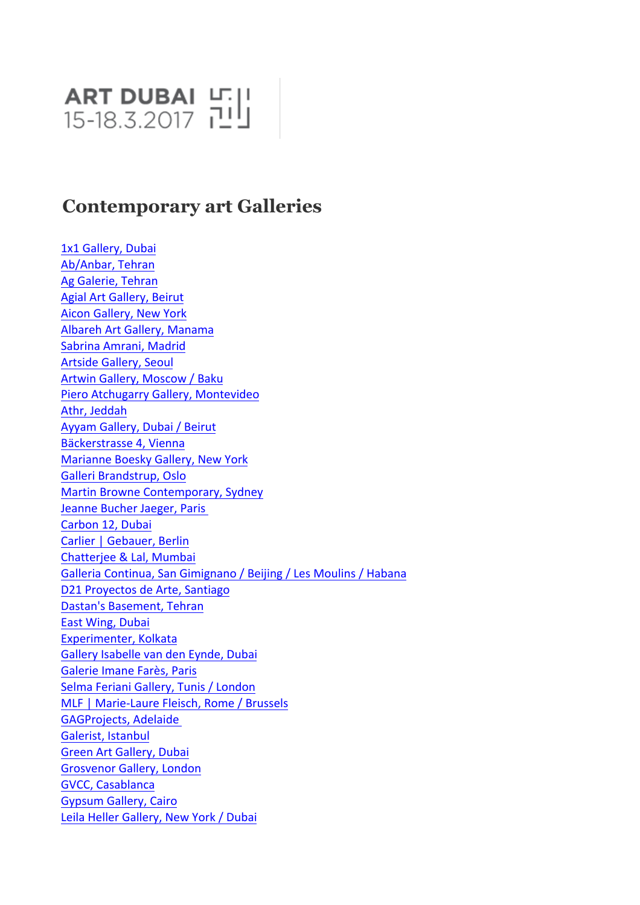ART DUBAI
15-18.3.2017

## Contemporary art Galleries

1x1 Gallery, Dubai
Ab/Anbar, Tehran
Ag Galerie, Tehran
Agial Art Gallery, Beirut
Aicon Gallery, New York
Albareh Art Gallery, Manama
Sabrina Amrani, Madrid
Artside Gallery, Seoul
Artwin Gallery, Moscow / Baku
Piero Atchugarry Gallery, Montevideo
Athr, Jeddah
Ayyam Gallery, Dubai / Beirut
Bäckerstrasse 4, Vienna
Marianne Boesky Gallery, New York
Galleri Brandstrup, Oslo
Martin Browne Contemporary, Sydney
Jeanne Bucher Jaeger, Paris
Carbon 12, Dubai
Carlier | Gebauer, Berlin
Chatterjee & Lal, Mumbai
Galleria Continua, San Gimignano / Beijing / Les Moulins / Habana
D21 Proyectos de Arte, Santiago
Dastan's Basement, Tehran
East Wing, Dubai
Experimenter, Kolkata
Gallery Isabelle van den Eynde, Dubai
Galerie Imane Farès, Paris
Selma Feriani Gallery, Tunis / London
MLF | Marie-Laure Fleisch, Rome / Brussels
GAGProjects, Adelaide
Galerist, Istanbul
Green Art Gallery, Dubai
Grosvenor Gallery, London
GVCC, Casablanca
Gypsum Gallery, Cairo
Leila Heller Gallery, New York / Dubai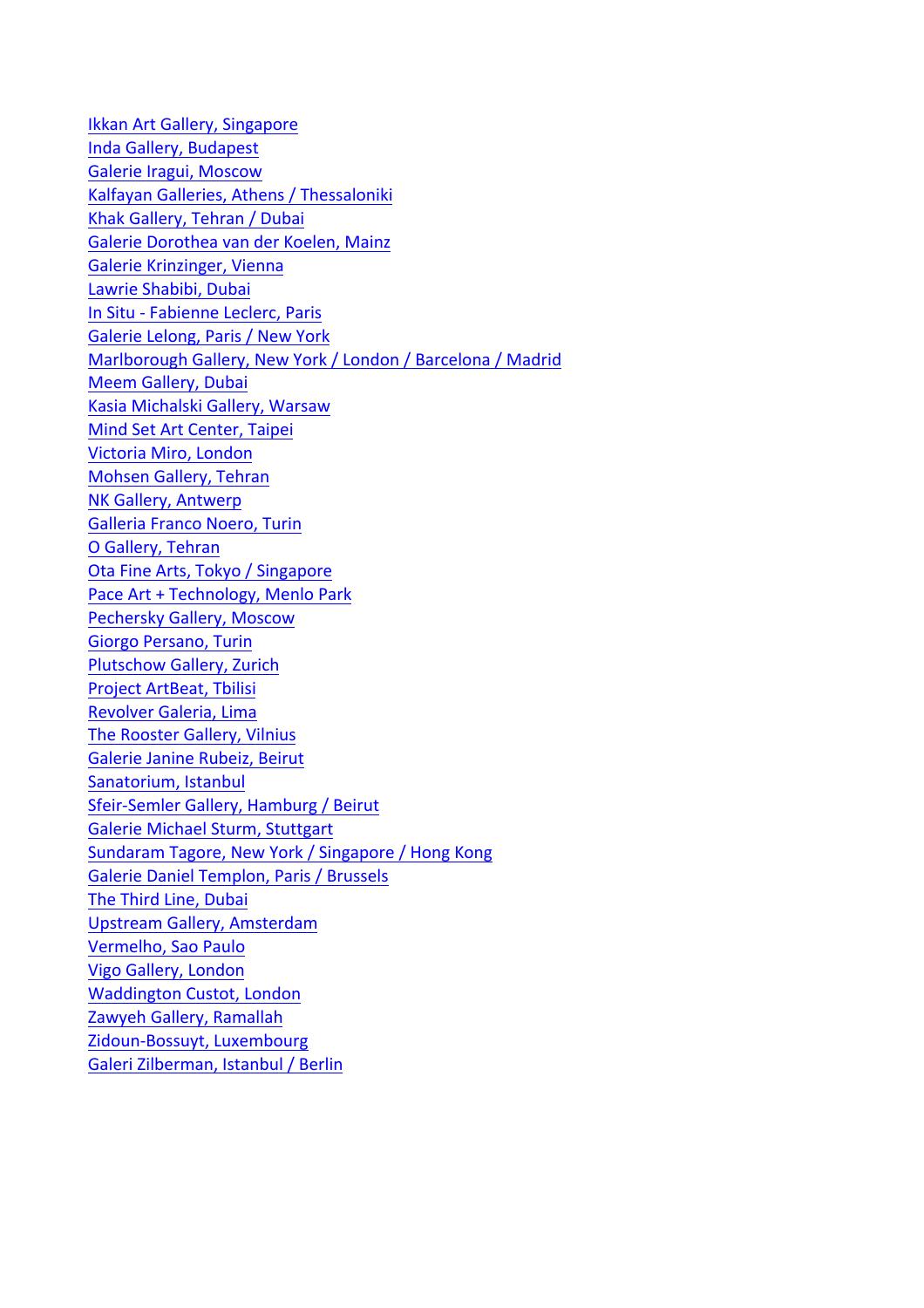Ikkan Art Gallery, Singapore
Inda Gallery, Budapest
Galerie Iragui, Moscow
Kalfayan Galleries, Athens / Thessaloniki
Khak Gallery, Tehran / Dubai
Galerie Dorothea van der Koelen, Mainz
Galerie Krinzinger, Vienna
Lawrie Shabibi, Dubai
In Situ - Fabienne Leclerc, Paris
Galerie Lelong, Paris / New York
Marlborough Gallery, New York / London / Barcelona / Madrid
Meem Gallery, Dubai
Kasia Michalski Gallery, Warsaw
Mind Set Art Center, Taipei
Victoria Miro, London
Mohsen Gallery, Tehran
NK Gallery, Antwerp
Galleria Franco Noero, Turin
O Gallery, Tehran
Ota Fine Arts, Tokyo / Singapore
Pace Art + Technology, Menlo Park
Pechersky Gallery, Moscow
Giorgo Persano, Turin
Plutschow Gallery, Zurich
Project ArtBeat, Tbilisi
Revolver Galeria, Lima
The Rooster Gallery, Vilnius
Galerie Janine Rubeiz, Beirut
Sanatorium, Istanbul
Sfeir-Semler Gallery, Hamburg / Beirut
Galerie Michael Sturm, Stuttgart
Sundaram Tagore, New York / Singapore / Hong Kong
Galerie Daniel Templon, Paris / Brussels
The Third Line, Dubai
Upstream Gallery, Amsterdam
Vermelho, Sao Paulo
Vigo Gallery, London
Waddington Custot, London
Zawyeh Gallery, Ramallah
Zidoun-Bossuyt, Luxembourg
Galeri Zilberman, Istanbul / Berlin